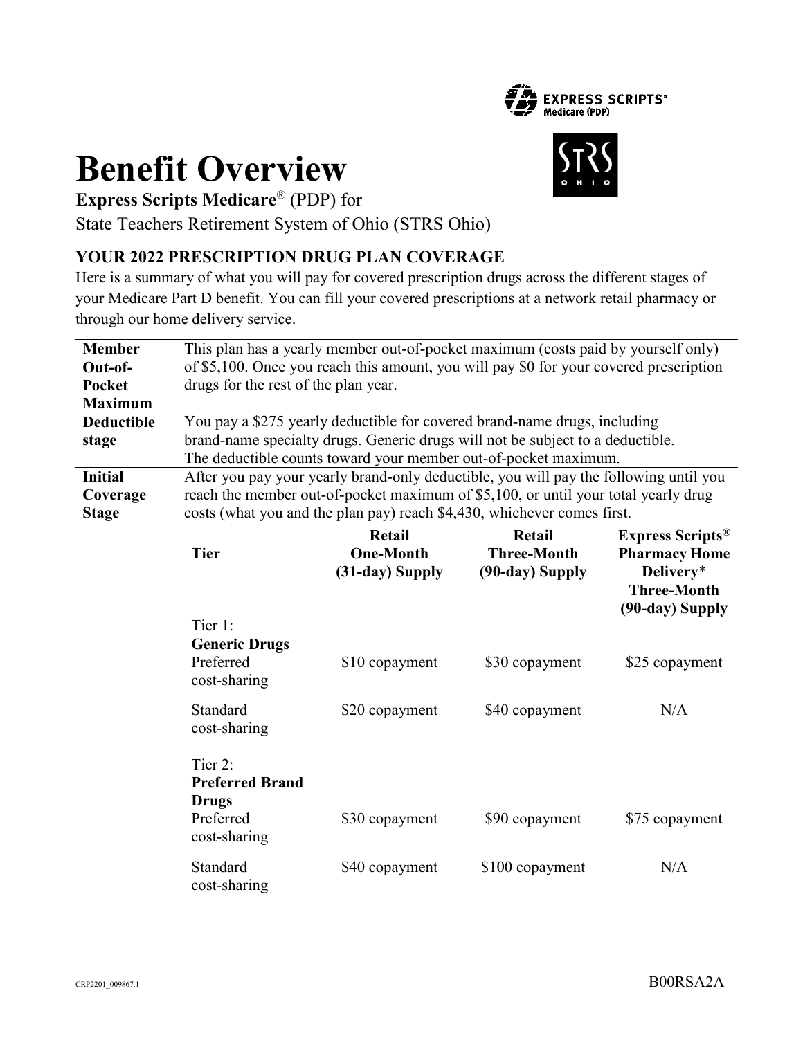# Benefit Overview

**Express Scripts Medicare**® (PDP) for
State Teachers Retirement System of Ohio (STRS Ohio)

### YOUR 2022 PRESCRIPTION DRUG PLAN COVERAGE

Here is a summary of what you will pay for covered prescription drugs across the different stages of your Medicare Part D benefit. You can fill your covered prescriptions at a network retail pharmacy or through our home delivery service.

| | | | | |
|---|---|---|---|---|
| **Member Out-of-Pocket Maximum** | This plan has a yearly member out-of-pocket maximum (costs paid by yourself only) of $5,100. Once you reach this amount, you will pay $0 for your covered prescription drugs for the rest of the plan year. | | | |
| **Deductible stage** | You pay a $275 yearly deductible for covered brand-name drugs, including brand-name specialty drugs. Generic drugs will not be subject to a deductible. The deductible counts toward your member out-of-pocket maximum. | | | |
| **Initial Coverage Stage** | After you pay your yearly brand-only deductible, you will pay the following until you reach the member out-of-pocket maximum of $5,100, or until your total yearly drug costs (what you and the plan pay) reach $4,430, whichever comes first. | | | |
| | **Tier** | **Retail One-Month (31-day) Supply** | **Retail Three-Month (90-day) Supply** | **Express Scripts® Pharmacy Home Delivery\* Three-Month (90-day) Supply** |
| | Tier 1: **Generic Drugs** Preferred cost-sharing | $10 copayment | $30 copayment | $25 copayment |
| | Standard cost-sharing | $20 copayment | $40 copayment | N/A |
| | Tier 2: **Preferred Brand Drugs** Preferred cost-sharing | $30 copayment | $90 copayment | $75 copayment |
| | Standard cost-sharing | $40 copayment | $100 copayment | N/A |

CRP2201_009867.1

B00RSA2A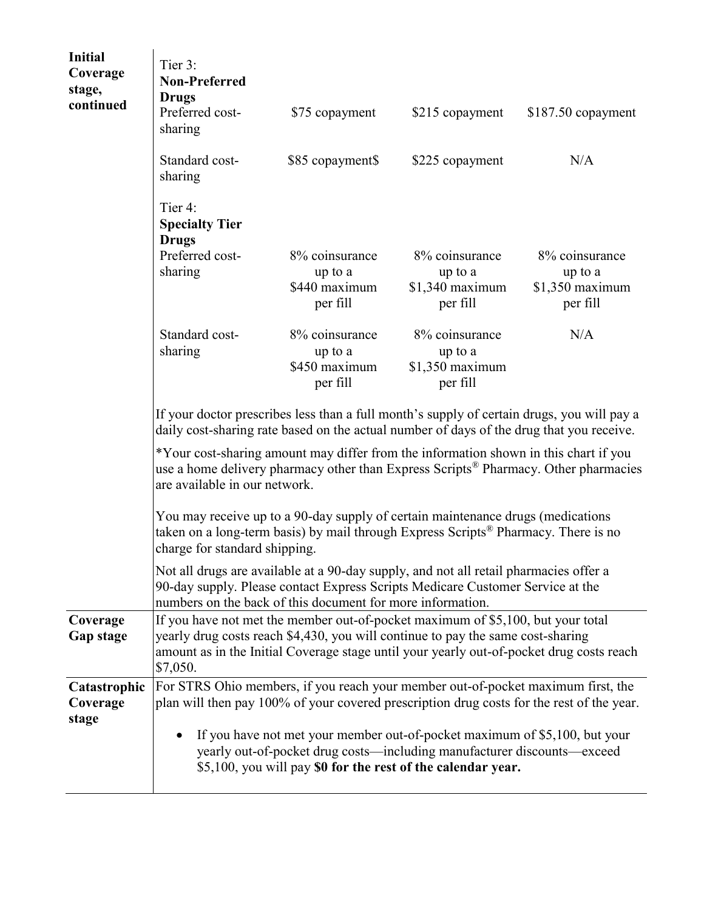| | | | | |
|---|---|---|---|---|
| **Initial Coverage stage, continued** | Tier 3: **Non-Preferred Drugs** | | | |
| | Preferred cost-sharing | $75 copayment | $215 copayment | $187.50 copayment |
| | Standard cost-sharing | $85 copayment$ | $225 copayment | N/A |
| | Tier 4: **Specialty Tier Drugs** | | | |
| | Preferred cost-sharing | 8% coinsurance up to a $440 maximum per fill | 8% coinsurance up to a $1,340 maximum per fill | 8% coinsurance up to a $1,350 maximum per fill |
| | Standard cost-sharing | 8% coinsurance up to a $450 maximum per fill | 8% coinsurance up to a $1,350 maximum per fill | N/A |
| | If your doctor prescribes less than a full month's supply of certain drugs, you will pay a daily cost-sharing rate based on the actual number of days of the drug that you receive.<br><br>*Your cost-sharing amount may differ from the information shown in this chart if you use a home delivery pharmacy other than Express Scripts® Pharmacy. Other pharmacies are available in our network.<br><br>You may receive up to a 90-day supply of certain maintenance drugs (medications taken on a long-term basis) by mail through Express Scripts® Pharmacy. There is no charge for standard shipping.<br><br>Not all drugs are available at a 90-day supply, and not all retail pharmacies offer a 90-day supply. Please contact Express Scripts Medicare Customer Service at the numbers on the back of this document for more information. | | | |
| **Coverage Gap stage** | If you have not met the member out-of-pocket maximum of $5,100, but your total yearly drug costs reach $4,430, you will continue to pay the same cost-sharing amount as in the Initial Coverage stage until your yearly out-of-pocket drug costs reach $7,050. | | | |
| **Catastrophic Coverage stage** | For STRS Ohio members, if you reach your member out-of-pocket maximum first, the plan will then pay 100% of your covered prescription drug costs for the rest of the year.<br><br>• If you have not met your member out-of-pocket maximum of $5,100, but your yearly out-of-pocket drug costs—including manufacturer discounts—exceed $5,100, you will pay **$0 for the rest of the calendar year.** | | | |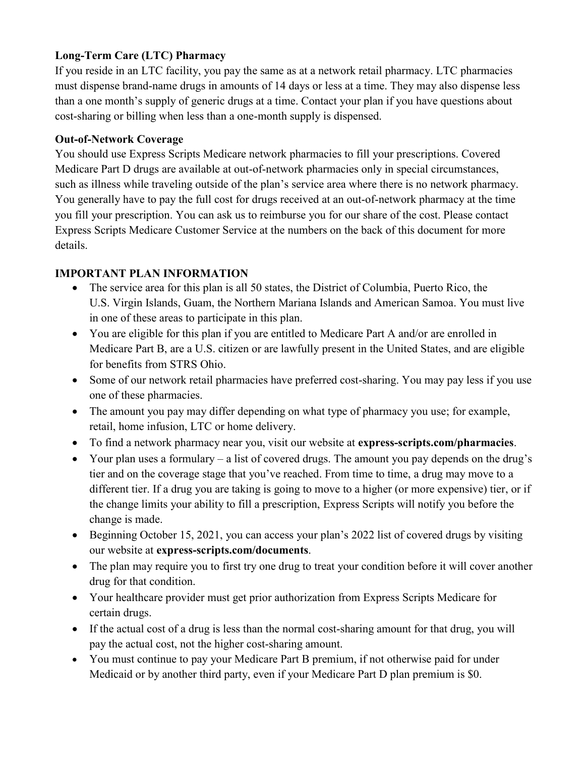**Long-Term Care (LTC) Pharmacy**
If you reside in an LTC facility, you pay the same as at a network retail pharmacy. LTC pharmacies must dispense brand-name drugs in amounts of 14 days or less at a time. They may also dispense less than a one month's supply of generic drugs at a time. Contact your plan if you have questions about cost-sharing or billing when less than a one-month supply is dispensed.

**Out-of-Network Coverage**
You should use Express Scripts Medicare network pharmacies to fill your prescriptions. Covered Medicare Part D drugs are available at out-of-network pharmacies only in special circumstances, such as illness while traveling outside of the plan's service area where there is no network pharmacy. You generally have to pay the full cost for drugs received at an out-of-network pharmacy at the time you fill your prescription. You can ask us to reimburse you for our share of the cost. Please contact Express Scripts Medicare Customer Service at the numbers on the back of this document for more details.

**IMPORTANT PLAN INFORMATION**

- The service area for this plan is all 50 states, the District of Columbia, Puerto Rico, the U.S. Virgin Islands, Guam, the Northern Mariana Islands and American Samoa. You must live in one of these areas to participate in this plan.
- You are eligible for this plan if you are entitled to Medicare Part A and/or are enrolled in Medicare Part B, are a U.S. citizen or are lawfully present in the United States, and are eligible for benefits from STRS Ohio.
- Some of our network retail pharmacies have preferred cost-sharing. You may pay less if you use one of these pharmacies.
- The amount you pay may differ depending on what type of pharmacy you use; for example, retail, home infusion, LTC or home delivery.
- To find a network pharmacy near you, visit our website at **express-scripts.com/pharmacies**.
- Your plan uses a formulary – a list of covered drugs. The amount you pay depends on the drug's tier and on the coverage stage that you've reached. From time to time, a drug may move to a different tier. If a drug you are taking is going to move to a higher (or more expensive) tier, or if the change limits your ability to fill a prescription, Express Scripts will notify you before the change is made.
- Beginning October 15, 2021, you can access your plan's 2022 list of covered drugs by visiting our website at **express-scripts.com/documents**.
- The plan may require you to first try one drug to treat your condition before it will cover another drug for that condition.
- Your healthcare provider must get prior authorization from Express Scripts Medicare for certain drugs.
- If the actual cost of a drug is less than the normal cost-sharing amount for that drug, you will pay the actual cost, not the higher cost-sharing amount.
- You must continue to pay your Medicare Part B premium, if not otherwise paid for under Medicaid or by another third party, even if your Medicare Part D plan premium is $0.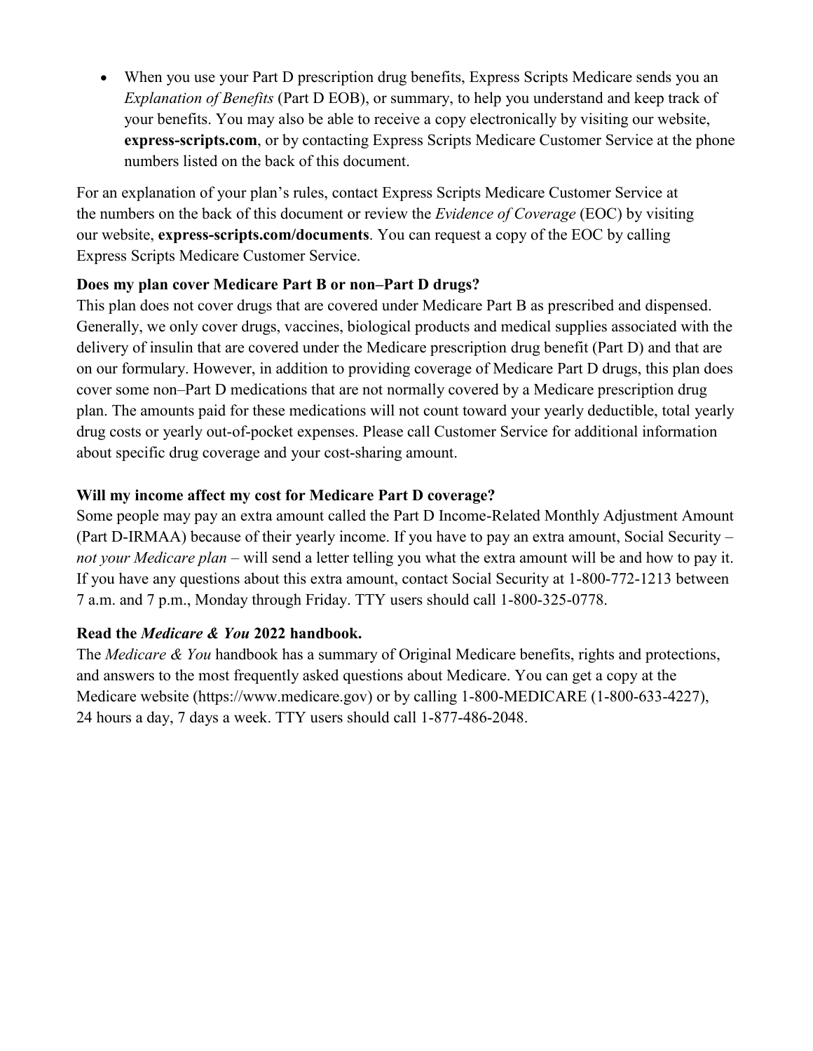- When you use your Part D prescription drug benefits, Express Scripts Medicare sends you an *Explanation of Benefits* (Part D EOB), or summary, to help you understand and keep track of your benefits. You may also be able to receive a copy electronically by visiting our website, **express-scripts.com**, or by contacting Express Scripts Medicare Customer Service at the phone numbers listed on the back of this document.

For an explanation of your plan's rules, contact Express Scripts Medicare Customer Service at the numbers on the back of this document or review the *Evidence of Coverage* (EOC) by visiting our website, **express-scripts.com/documents**. You can request a copy of the EOC by calling Express Scripts Medicare Customer Service.

**Does my plan cover Medicare Part B or non–Part D drugs?**

This plan does not cover drugs that are covered under Medicare Part B as prescribed and dispensed. Generally, we only cover drugs, vaccines, biological products and medical supplies associated with the delivery of insulin that are covered under the Medicare prescription drug benefit (Part D) and that are on our formulary. However, in addition to providing coverage of Medicare Part D drugs, this plan does cover some non–Part D medications that are not normally covered by a Medicare prescription drug plan. The amounts paid for these medications will not count toward your yearly deductible, total yearly drug costs or yearly out-of-pocket expenses. Please call Customer Service for additional information about specific drug coverage and your cost-sharing amount.

**Will my income affect my cost for Medicare Part D coverage?**

Some people may pay an extra amount called the Part D Income-Related Monthly Adjustment Amount (Part D-IRMAA) because of their yearly income. If you have to pay an extra amount, Social Security – *not your Medicare plan* – will send a letter telling you what the extra amount will be and how to pay it. If you have any questions about this extra amount, contact Social Security at 1-800-772-1213 between 7 a.m. and 7 p.m., Monday through Friday. TTY users should call 1-800-325-0778.

**Read the *Medicare & You* 2022 handbook.**

The *Medicare & You* handbook has a summary of Original Medicare benefits, rights and protections, and answers to the most frequently asked questions about Medicare. You can get a copy at the Medicare website (https://www.medicare.gov) or by calling 1-800-MEDICARE (1-800-633-4227), 24 hours a day, 7 days a week. TTY users should call 1-877-486-2048.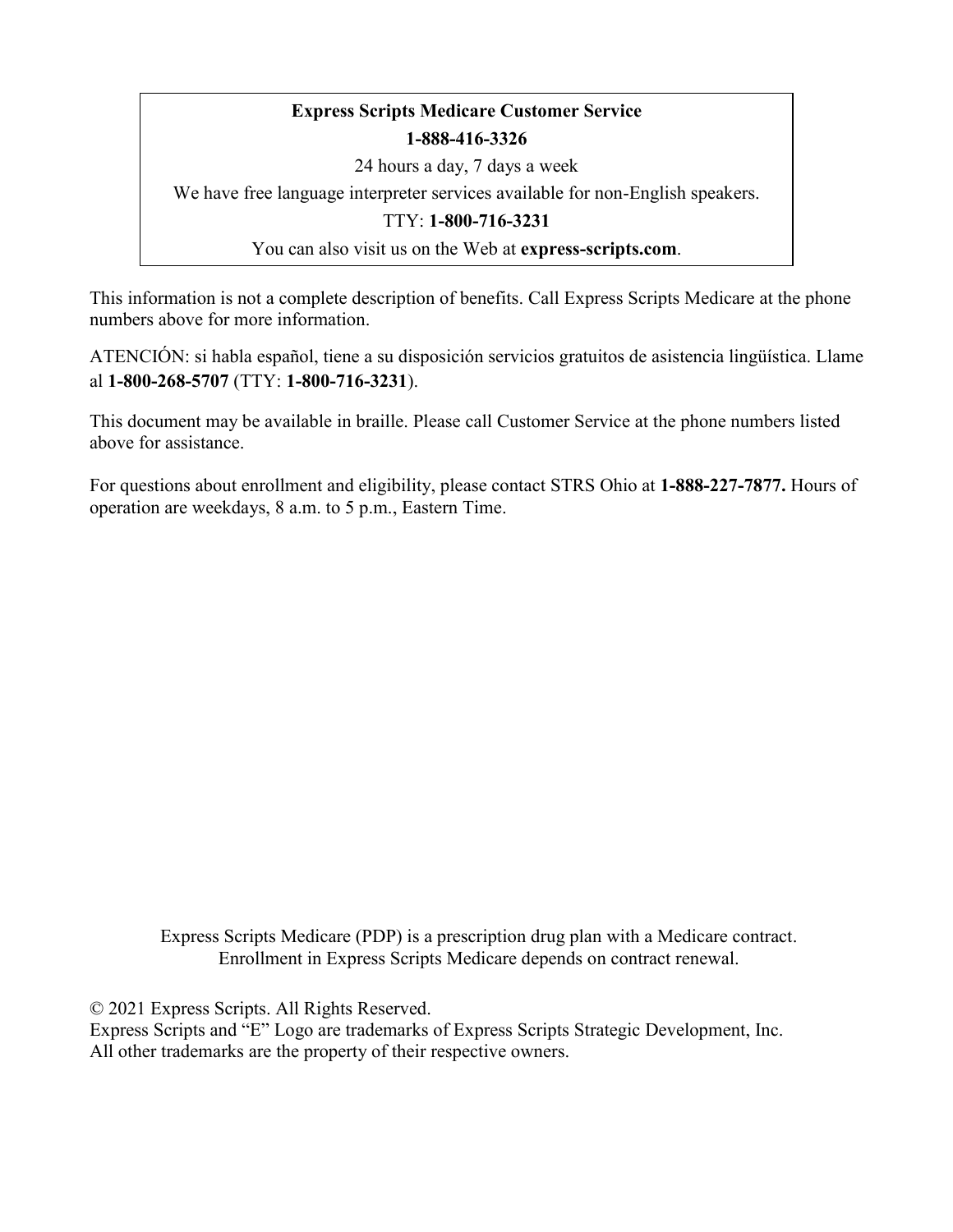**Express Scripts Medicare Customer Service**

**1-888-416-3326**

24 hours a day, 7 days a week

We have free language interpreter services available for non-English speakers.

TTY: **1-800-716-3231**

You can also visit us on the Web at **express-scripts.com**.

This information is not a complete description of benefits. Call Express Scripts Medicare at the phone numbers above for more information.

ATENCIÓN: si habla español, tiene a su disposición servicios gratuitos de asistencia lingüística. Llame al **1-800-268-5707** (TTY: **1-800-716-3231**).

This document may be available in braille. Please call Customer Service at the phone numbers listed above for assistance.

For questions about enrollment and eligibility, please contact STRS Ohio at **1-888-227-7877.** Hours of operation are weekdays, 8 a.m. to 5 p.m., Eastern Time.

Express Scripts Medicare (PDP) is a prescription drug plan with a Medicare contract. Enrollment in Express Scripts Medicare depends on contract renewal.

© 2021 Express Scripts. All Rights Reserved.
Express Scripts and "E" Logo are trademarks of Express Scripts Strategic Development, Inc.
All other trademarks are the property of their respective owners.